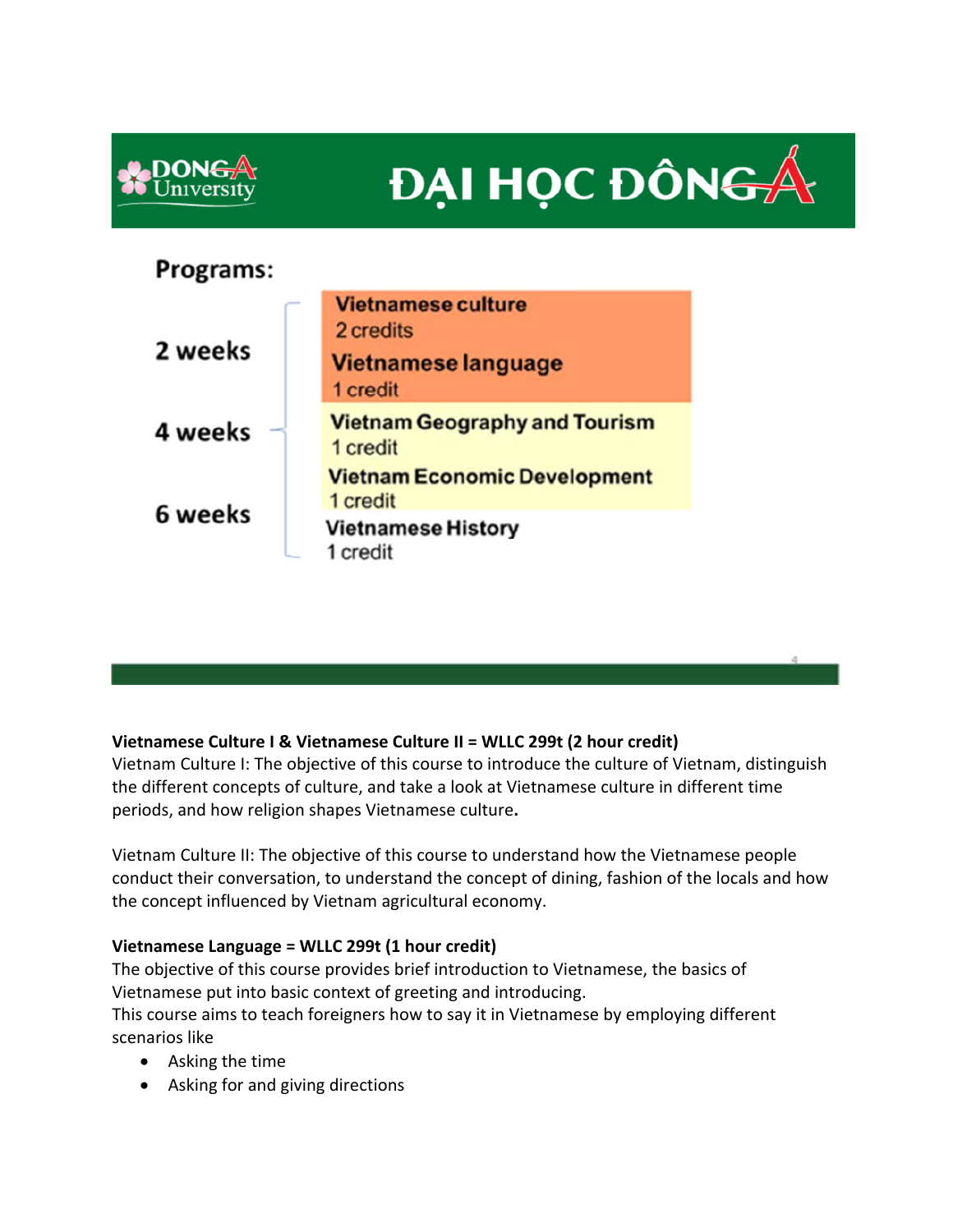DONG A University

# ĐẠI HỌC ĐÔNG Á

## Programs:

| Duration | Course | Credits |
|---|---|---|
| 2 weeks | Vietnamese culture | 2 credits |
| | Vietnamese language | 1 credit |
| 4 weeks | Vietnam Geography and Tourism | 1 credit |
| | Vietnam Economic Development | 1 credit |
| 6 weeks | Vietnamese History | 1 credit |

**Vietnamese Culture I & Vietnamese Culture II = WLLC 299t (2 hour credit)**
Vietnam Culture I: The objective of this course to introduce the culture of Vietnam, distinguish the different concepts of culture, and take a look at Vietnamese culture in different time periods, and how religion shapes Vietnamese culture**.**

Vietnam Culture II: The objective of this course to understand how the Vietnamese people conduct their conversation, to understand the concept of dining, fashion of the locals and how the concept influenced by Vietnam agricultural economy.

**Vietnamese Language = WLLC 299t (1 hour credit)**
The objective of this course provides brief introduction to Vietnamese, the basics of Vietnamese put into basic context of greeting and introducing.
This course aims to teach foreigners how to say it in Vietnamese by employing different scenarios like

- Asking the time
- Asking for and giving directions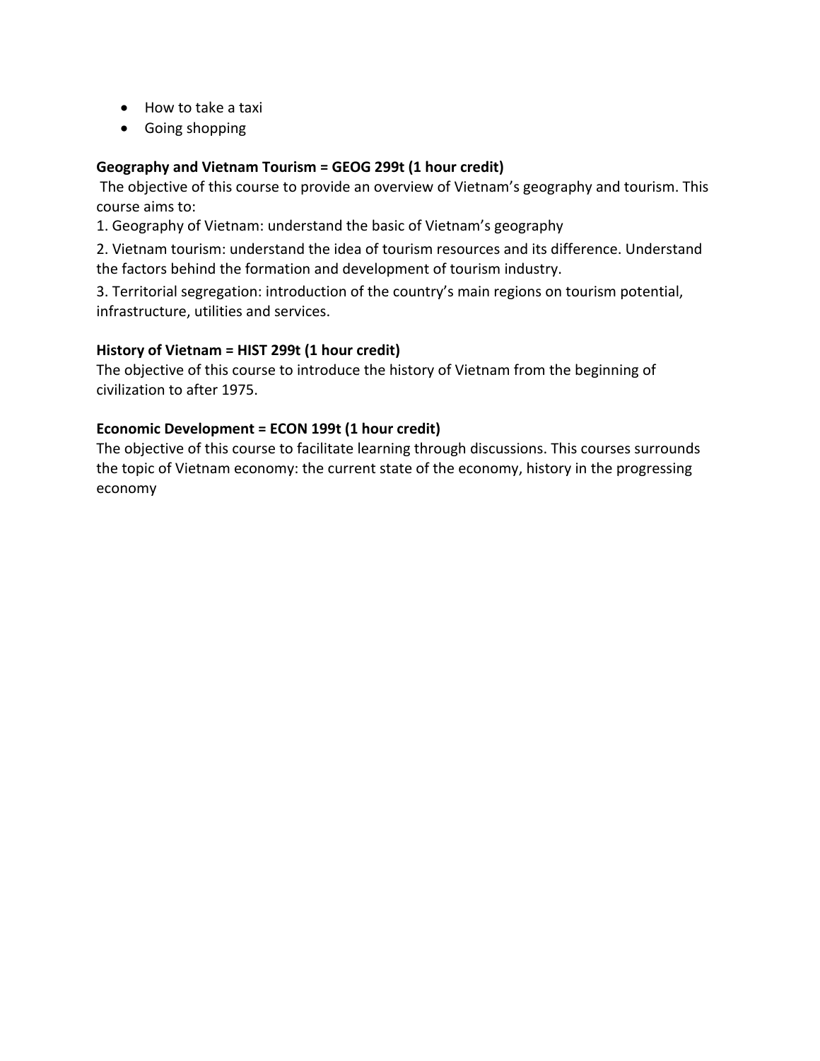- How to take a taxi
- Going shopping

**Geography and Vietnam Tourism = GEOG 299t (1 hour credit)**

The objective of this course to provide an overview of Vietnam's geography and tourism. This course aims to:

1. Geography of Vietnam: understand the basic of Vietnam's geography
2. Vietnam tourism: understand the idea of tourism resources and its difference. Understand the factors behind the formation and development of tourism industry.
3. Territorial segregation: introduction of the country's main regions on tourism potential, infrastructure, utilities and services.

**History of Vietnam = HIST 299t (1 hour credit)**

The objective of this course to introduce the history of Vietnam from the beginning of civilization to after 1975.

**Economic Development = ECON 199t (1 hour credit)**

The objective of this course to facilitate learning through discussions. This courses surrounds the topic of Vietnam economy: the current state of the economy, history in the progressing economy